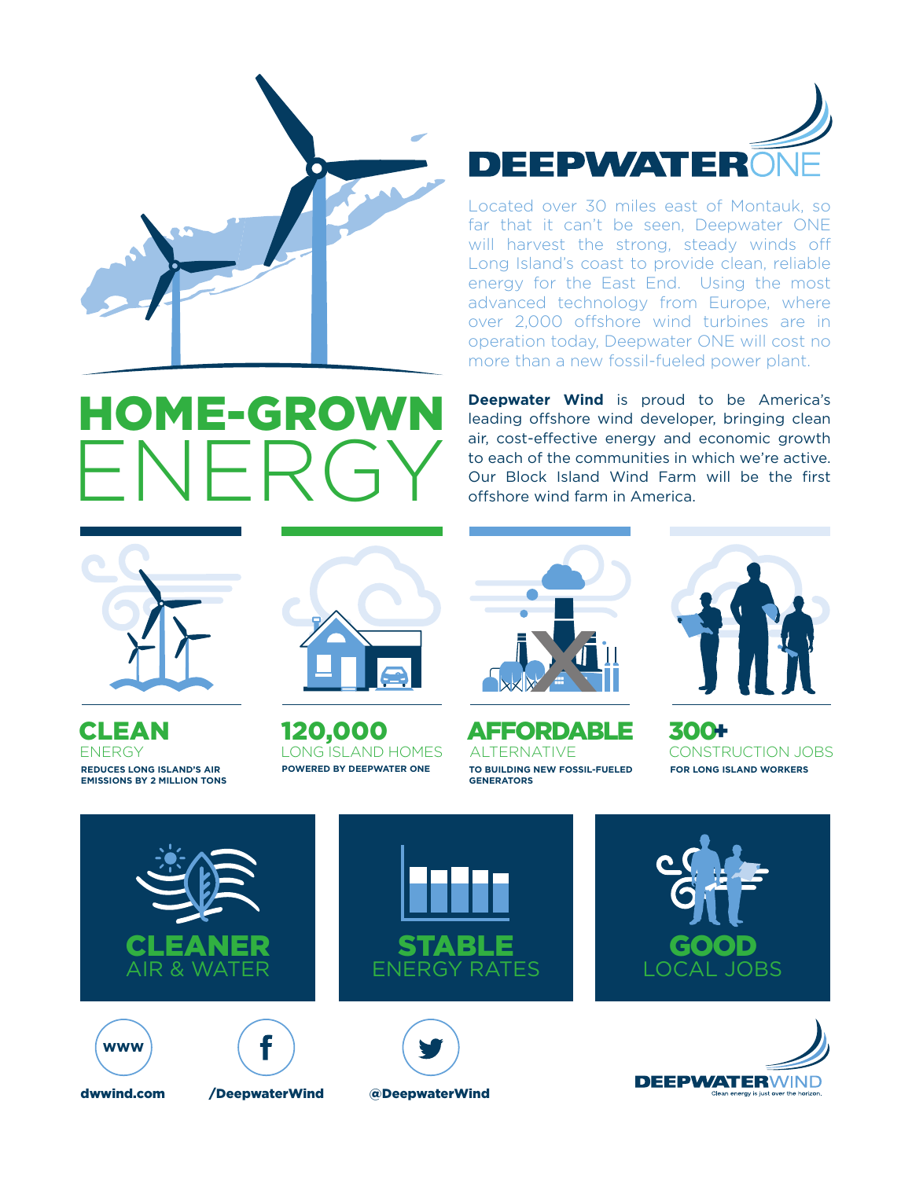# DEEPWATER ONE

Located over 30 miles east of Montauk, so far that it can't be seen, Deepwater ONE will harvest the strong, steady winds off Long Island's coast to provide clean, reliable energy for the East End. Using the most advanced technology from Europe, where over 2,000 offshore wind turbines are in operation today, Deepwater ONE will cost no more than a new fossil-fueled power plant.

# HOME-GROWN ENERGY

**Deepwater Wind** is proud to be America's leading offshore wind developer, bringing clean air, cost-effective energy and economic growth to each of the communities in which we're active. Our Block Island Wind Farm will be the first offshore wind farm in America.

## CLEAN
ENERGY

**REDUCES LONG ISLAND'S AIR EMISSIONS BY 2 MILLION TONS**

## 120,000
LONG ISLAND HOMES

**POWERED BY DEEPWATER ONE**

## AFFORDABLE
ALTERNATIVE

**TO BUILDING NEW FOSSIL-FUELED GENERATORS**

## 300+
CONSTRUCTION JOBS

**FOR LONG ISLAND WORKERS**

## CLEANER
AIR & WATER

## STABLE
ENERGY RATES

## GOOD
LOCAL JOBS

www **dwwind.com**

f **/DeepwaterWind**

**@DeepwaterWind**

DEEPWATERWIND
Clean energy is just over the horizon.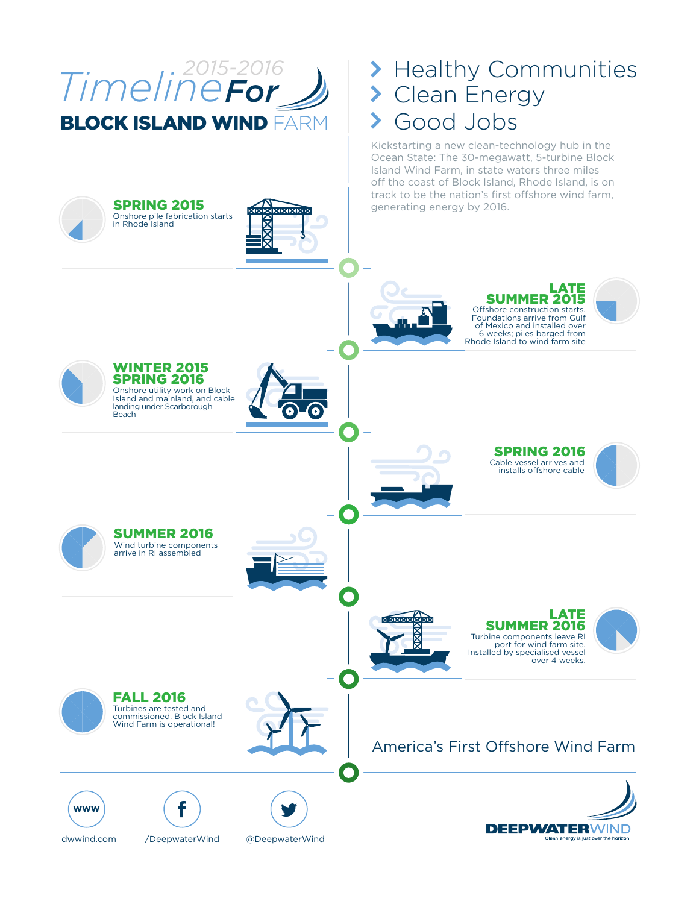# 2015-2016 Timeline For BLOCK ISLAND WIND FARM

- Healthy Communities
- Clean Energy
- Good Jobs

Kickstarting a new clean-technology hub in the Ocean State: The 30-megawatt, 5-turbine Block Island Wind Farm, in state waters three miles off the coast of Block Island, Rhode Island, is on track to be the nation's first offshore wind farm, generating energy by 2016.

## SPRING 2015

Onshore pile fabrication starts in Rhode Island

## LATE SUMMER 2015

Offshore construction starts. Foundations arrive from Gulf of Mexico and installed over 6 weeks; piles barged from Rhode Island to wind farm site

## WINTER 2015 SPRING 2016

Onshore utility work on Block Island and mainland, and cable landing under Scarborough Beach

## SPRING 2016

Cable vessel arrives and installs offshore cable

## SUMMER 2016

Wind turbine components arrive in RI assembled

## LATE SUMMER 2016

Turbine components leave RI port for wind farm site. Installed by specialised vessel over 4 weeks.

## FALL 2016

Turbines are tested and commissioned. Block Island Wind Farm is operational!

America's First Offshore Wind Farm

dwwind.com

/DeepwaterWind

@DeepwaterWind

DEEPWATERWIND

Clean energy is just over the horizon.